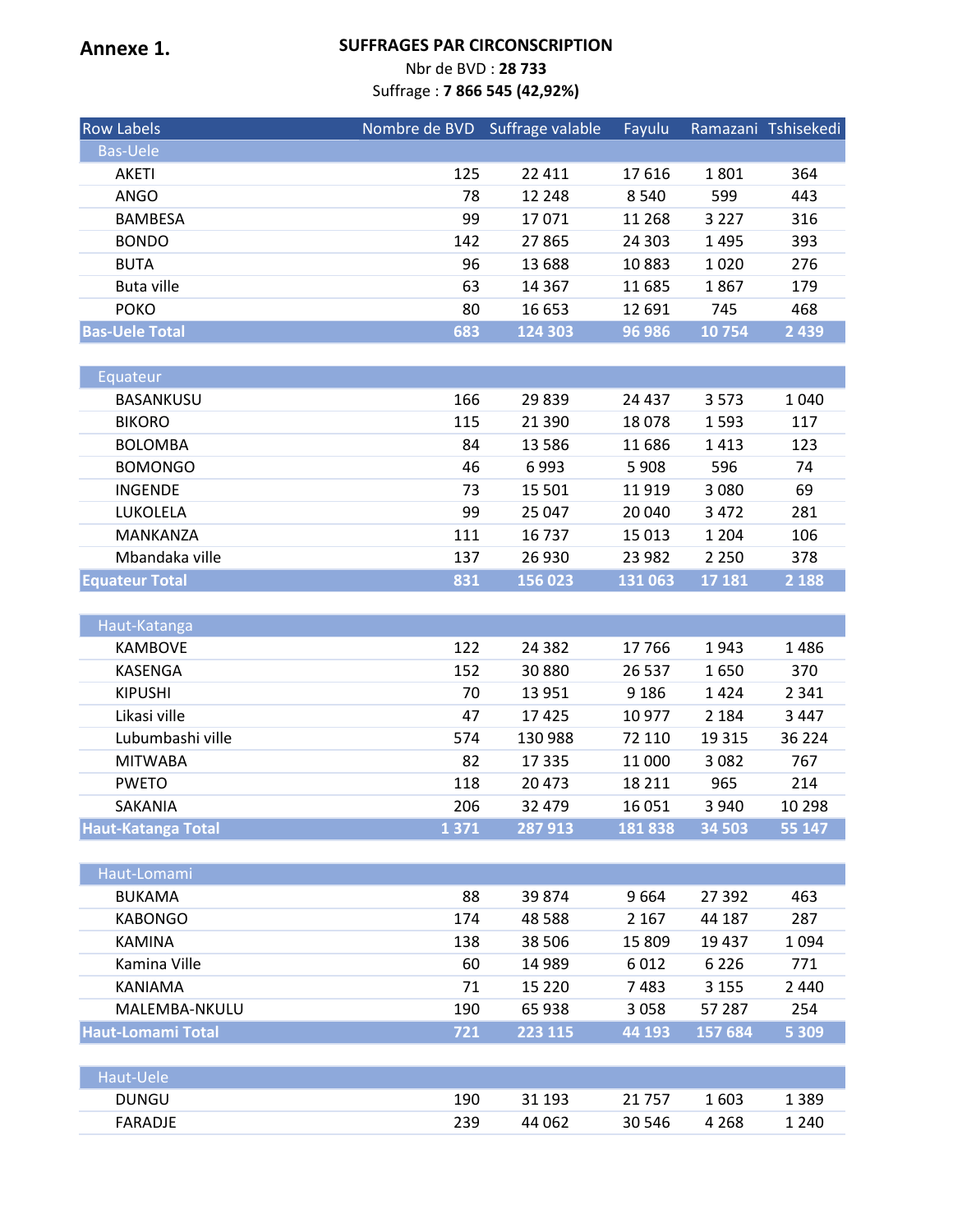**Annexe 1.**

**SUFFRAGES PAR CIRCONSCRIPTION**

Nbr de BVD : **28 733**

Suffrage : **7 866 545 (42,92%)**

| Row Labels | Nombre de BVD | Suffrage valable | Fayulu | Ramazani | Tshisekedi |
|---|---|---|---|---|---|
| Bas-Uele | | | | | |
| AKETI | 125 | 22 411 | 17 616 | 1 801 | 364 |
| ANGO | 78 | 12 248 | 8 540 | 599 | 443 |
| BAMBESA | 99 | 17 071 | 11 268 | 3 227 | 316 |
| BONDO | 142 | 27 865 | 24 303 | 1 495 | 393 |
| BUTA | 96 | 13 688 | 10 883 | 1 020 | 276 |
| Buta ville | 63 | 14 367 | 11 685 | 1 867 | 179 |
| POKO | 80 | 16 653 | 12 691 | 745 | 468 |
| **Bas-Uele Total** | **683** | **124 303** | **96 986** | **10 754** | **2 439** |
| Equateur | | | | | |
| BASANKUSU | 166 | 29 839 | 24 437 | 3 573 | 1 040 |
| BIKORO | 115 | 21 390 | 18 078 | 1 593 | 117 |
| BOLOMBA | 84 | 13 586 | 11 686 | 1 413 | 123 |
| BOMONGO | 46 | 6 993 | 5 908 | 596 | 74 |
| INGENDE | 73 | 15 501 | 11 919 | 3 080 | 69 |
| LUKOLELA | 99 | 25 047 | 20 040 | 3 472 | 281 |
| MANKANZA | 111 | 16 737 | 15 013 | 1 204 | 106 |
| Mbandaka ville | 137 | 26 930 | 23 982 | 2 250 | 378 |
| **Equateur Total** | **831** | **156 023** | **131 063** | **17 181** | **2 188** |
| Haut-Katanga | | | | | |
| KAMBOVE | 122 | 24 382 | 17 766 | 1 943 | 1 486 |
| KASENGA | 152 | 30 880 | 26 537 | 1 650 | 370 |
| KIPUSHI | 70 | 13 951 | 9 186 | 1 424 | 2 341 |
| Likasi ville | 47 | 17 425 | 10 977 | 2 184 | 3 447 |
| Lubumbashi ville | 574 | 130 988 | 72 110 | 19 315 | 36 224 |
| MITWABA | 82 | 17 335 | 11 000 | 3 082 | 767 |
| PWETO | 118 | 20 473 | 18 211 | 965 | 214 |
| SAKANIA | 206 | 32 479 | 16 051 | 3 940 | 10 298 |
| **Haut-Katanga Total** | **1 371** | **287 913** | **181 838** | **34 503** | **55 147** |
| Haut-Lomami | | | | | |
| BUKAMA | 88 | 39 874 | 9 664 | 27 392 | 463 |
| KABONGO | 174 | 48 588 | 2 167 | 44 187 | 287 |
| KAMINA | 138 | 38 506 | 15 809 | 19 437 | 1 094 |
| Kamina Ville | 60 | 14 989 | 6 012 | 6 226 | 771 |
| KANIAMA | 71 | 15 220 | 7 483 | 3 155 | 2 440 |
| MALEMBA-NKULU | 190 | 65 938 | 3 058 | 57 287 | 254 |
| **Haut-Lomami Total** | **721** | **223 115** | **44 193** | **157 684** | **5 309** |
| Haut-Uele | | | | | |
| DUNGU | 190 | 31 193 | 21 757 | 1 603 | 1 389 |
| FARADJE | 239 | 44 062 | 30 546 | 4 268 | 1 240 |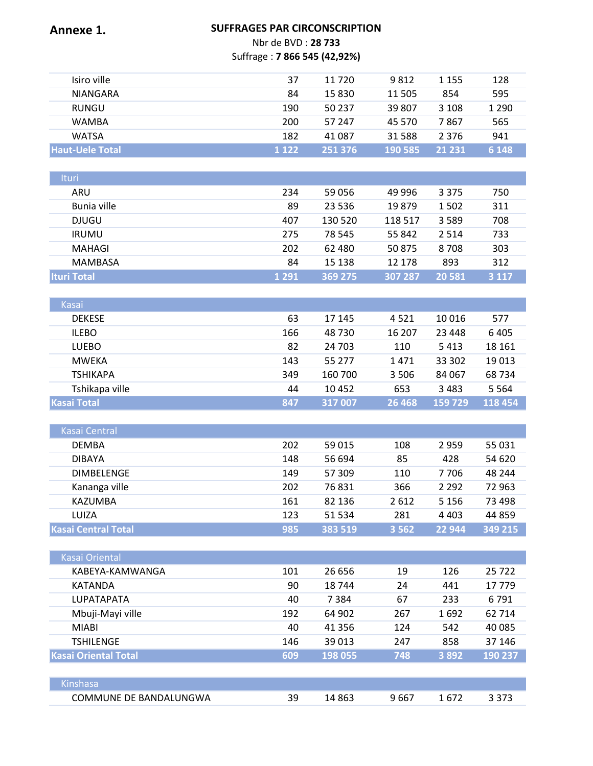**Annexe 1.**

**SUFFRAGES PAR CIRCONSCRIPTION**

Nbr de BVD : **28 733**

Suffrage : **7 866 545 (42,92%)**

| | | | | | |
|---|---|---|---|---|---|
| Isiro ville | 37 | 11 720 | 9 812 | 1 155 | 128 |
| NIANGARA | 84 | 15 830 | 11 505 | 854 | 595 |
| RUNGU | 190 | 50 237 | 39 807 | 3 108 | 1 290 |
| WAMBA | 200 | 57 247 | 45 570 | 7 867 | 565 |
| WATSA | 182 | 41 087 | 31 588 | 2 376 | 941 |
| **Haut-Uele Total** | **1 122** | **251 376** | **190 585** | **21 231** | **6 148** |
| | | | | | |
| Ituri | | | | | |
| ARU | 234 | 59 056 | 49 996 | 3 375 | 750 |
| Bunia ville | 89 | 23 536 | 19 879 | 1 502 | 311 |
| DJUGU | 407 | 130 520 | 118 517 | 3 589 | 708 |
| IRUMU | 275 | 78 545 | 55 842 | 2 514 | 733 |
| MAHAGI | 202 | 62 480 | 50 875 | 8 708 | 303 |
| MAMBASA | 84 | 15 138 | 12 178 | 893 | 312 |
| **Ituri Total** | **1 291** | **369 275** | **307 287** | **20 581** | **3 117** |
| | | | | | |
| Kasai | | | | | |
| DEKESE | 63 | 17 145 | 4 521 | 10 016 | 577 |
| ILEBO | 166 | 48 730 | 16 207 | 23 448 | 6 405 |
| LUEBO | 82 | 24 703 | 110 | 5 413 | 18 161 |
| MWEKA | 143 | 55 277 | 1 471 | 33 302 | 19 013 |
| TSHIKAPA | 349 | 160 700 | 3 506 | 84 067 | 68 734 |
| Tshikapa ville | 44 | 10 452 | 653 | 3 483 | 5 564 |
| **Kasai Total** | **847** | **317 007** | **26 468** | **159 729** | **118 454** |
| | | | | | |
| Kasai Central | | | | | |
| DEMBA | 202 | 59 015 | 108 | 2 959 | 55 031 |
| DIBAYA | 148 | 56 694 | 85 | 428 | 54 620 |
| DIMBELENGE | 149 | 57 309 | 110 | 7 706 | 48 244 |
| Kananga ville | 202 | 76 831 | 366 | 2 292 | 72 963 |
| KAZUMBA | 161 | 82 136 | 2 612 | 5 156 | 73 498 |
| LUIZA | 123 | 51 534 | 281 | 4 403 | 44 859 |
| **Kasai Central Total** | **985** | **383 519** | **3 562** | **22 944** | **349 215** |
| | | | | | |
| Kasai Oriental | | | | | |
| KABEYA-KAMWANGA | 101 | 26 656 | 19 | 126 | 25 722 |
| KATANDA | 90 | 18 744 | 24 | 441 | 17 779 |
| LUPATAPATA | 40 | 7 384 | 67 | 233 | 6 791 |
| Mbuji-Mayi ville | 192 | 64 902 | 267 | 1 692 | 62 714 |
| MIABI | 40 | 41 356 | 124 | 542 | 40 085 |
| TSHILENGE | 146 | 39 013 | 247 | 858 | 37 146 |
| **Kasai Oriental Total** | **609** | **198 055** | **748** | **3 892** | **190 237** |
| | | | | | |
| Kinshasa | | | | | |
| COMMUNE DE BANDALUNGWA | 39 | 14 863 | 9 667 | 1 672 | 3 373 |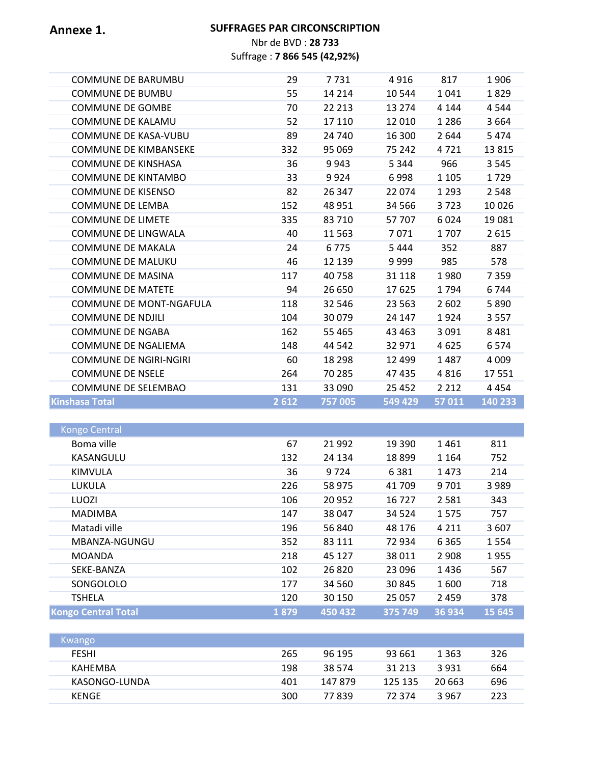**Annexe 1.**

**SUFFRAGES PAR CIRCONSCRIPTION**

Nbr de BVD : **28 733**

Suffrage : **7 866 545 (42,92%)**

| | | | | | |
|---|---|---|---|---|---|
| COMMUNE DE BARUMBU | 29 | 7 731 | 4 916 | 817 | 1 906 |
| COMMUNE DE BUMBU | 55 | 14 214 | 10 544 | 1 041 | 1 829 |
| COMMUNE DE GOMBE | 70 | 22 213 | 13 274 | 4 144 | 4 544 |
| COMMUNE DE KALAMU | 52 | 17 110 | 12 010 | 1 286 | 3 664 |
| COMMUNE DE KASA-VUBU | 89 | 24 740 | 16 300 | 2 644 | 5 474 |
| COMMUNE DE KIMBANSEKE | 332 | 95 069 | 75 242 | 4 721 | 13 815 |
| COMMUNE DE KINSHASA | 36 | 9 943 | 5 344 | 966 | 3 545 |
| COMMUNE DE KINTAMBO | 33 | 9 924 | 6 998 | 1 105 | 1 729 |
| COMMUNE DE KISENSO | 82 | 26 347 | 22 074 | 1 293 | 2 548 |
| COMMUNE DE LEMBA | 152 | 48 951 | 34 566 | 3 723 | 10 026 |
| COMMUNE DE LIMETE | 335 | 83 710 | 57 707 | 6 024 | 19 081 |
| COMMUNE DE LINGWALA | 40 | 11 563 | 7 071 | 1 707 | 2 615 |
| COMMUNE DE MAKALA | 24 | 6 775 | 5 444 | 352 | 887 |
| COMMUNE DE MALUKU | 46 | 12 139 | 9 999 | 985 | 578 |
| COMMUNE DE MASINA | 117 | 40 758 | 31 118 | 1 980 | 7 359 |
| COMMUNE DE MATETE | 94 | 26 650 | 17 625 | 1 794 | 6 744 |
| COMMUNE DE MONT-NGAFULA | 118 | 32 546 | 23 563 | 2 602 | 5 890 |
| COMMUNE DE NDJILI | 104 | 30 079 | 24 147 | 1 924 | 3 557 |
| COMMUNE DE NGABA | 162 | 55 465 | 43 463 | 3 091 | 8 481 |
| COMMUNE DE NGALIEMA | 148 | 44 542 | 32 971 | 4 625 | 6 574 |
| COMMUNE DE NGIRI-NGIRI | 60 | 18 298 | 12 499 | 1 487 | 4 009 |
| COMMUNE DE NSELE | 264 | 70 285 | 47 435 | 4 816 | 17 551 |
| COMMUNE DE SELEMBAO | 131 | 33 090 | 25 452 | 2 212 | 4 454 |
| **Kinshasa Total** | **2 612** | **757 005** | **549 429** | **57 011** | **140 233** |
| | | | | | |
| **Kongo Central** | | | | | |
| Boma ville | 67 | 21 992 | 19 390 | 1 461 | 811 |
| KASANGULU | 132 | 24 134 | 18 899 | 1 164 | 752 |
| KIMVULA | 36 | 9 724 | 6 381 | 1 473 | 214 |
| LUKULA | 226 | 58 975 | 41 709 | 9 701 | 3 989 |
| LUOZI | 106 | 20 952 | 16 727 | 2 581 | 343 |
| MADIMBA | 147 | 38 047 | 34 524 | 1 575 | 757 |
| Matadi ville | 196 | 56 840 | 48 176 | 4 211 | 3 607 |
| MBANZA-NGUNGU | 352 | 83 111 | 72 934 | 6 365 | 1 554 |
| MOANDA | 218 | 45 127 | 38 011 | 2 908 | 1 955 |
| SEKE-BANZA | 102 | 26 820 | 23 096 | 1 436 | 567 |
| SONGOLOLO | 177 | 34 560 | 30 845 | 1 600 | 718 |
| TSHELA | 120 | 30 150 | 25 057 | 2 459 | 378 |
| **Kongo Central Total** | **1 879** | **450 432** | **375 749** | **36 934** | **15 645** |
| | | | | | |
| **Kwango** | | | | | |
| FESHI | 265 | 96 195 | 93 661 | 1 363 | 326 |
| KAHEMBA | 198 | 38 574 | 31 213 | 3 931 | 664 |
| KASONGO-LUNDA | 401 | 147 879 | 125 135 | 20 663 | 696 |
| KENGE | 300 | 77 839 | 72 374 | 3 967 | 223 |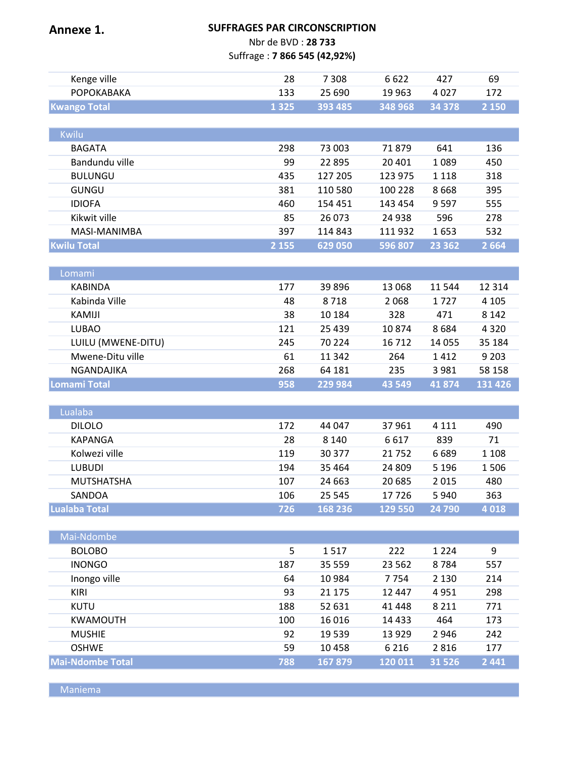**Annexe 1.**

**SUFFRAGES PAR CIRCONSCRIPTION**

Nbr de BVD : **28 733**

Suffrage : **7 866 545 (42,92%)**

| | | | | | |
|---|---|---|---|---|---|
| Kenge ville | 28 | 7 308 | 6 622 | 427 | 69 |
| POPOKABAKA | 133 | 25 690 | 19 963 | 4 027 | 172 |
| **Kwango Total** | **1 325** | **393 485** | **348 968** | **34 378** | **2 150** |
| | | | | | |
| Kwilu | | | | | |
| BAGATA | 298 | 73 003 | 71 879 | 641 | 136 |
| Bandundu ville | 99 | 22 895 | 20 401 | 1 089 | 450 |
| BULUNGU | 435 | 127 205 | 123 975 | 1 118 | 318 |
| GUNGU | 381 | 110 580 | 100 228 | 8 668 | 395 |
| IDIOFA | 460 | 154 451 | 143 454 | 9 597 | 555 |
| Kikwit ville | 85 | 26 073 | 24 938 | 596 | 278 |
| MASI-MANIMBA | 397 | 114 843 | 111 932 | 1 653 | 532 |
| **Kwilu Total** | **2 155** | **629 050** | **596 807** | **23 362** | **2 664** |
| | | | | | |
| Lomami | | | | | |
| KABINDA | 177 | 39 896 | 13 068 | 11 544 | 12 314 |
| Kabinda Ville | 48 | 8 718 | 2 068 | 1 727 | 4 105 |
| KAMIJI | 38 | 10 184 | 328 | 471 | 8 142 |
| LUBAO | 121 | 25 439 | 10 874 | 8 684 | 4 320 |
| LUILU (MWENE-DITU) | 245 | 70 224 | 16 712 | 14 055 | 35 184 |
| Mwene-Ditu ville | 61 | 11 342 | 264 | 1 412 | 9 203 |
| NGANDAJIKA | 268 | 64 181 | 235 | 3 981 | 58 158 |
| **Lomami Total** | **958** | **229 984** | **43 549** | **41 874** | **131 426** |
| | | | | | |
| Lualaba | | | | | |
| DILOLO | 172 | 44 047 | 37 961 | 4 111 | 490 |
| KAPANGA | 28 | 8 140 | 6 617 | 839 | 71 |
| Kolwezi ville | 119 | 30 377 | 21 752 | 6 689 | 1 108 |
| LUBUDI | 194 | 35 464 | 24 809 | 5 196 | 1 506 |
| MUTSHATSHA | 107 | 24 663 | 20 685 | 2 015 | 480 |
| SANDOA | 106 | 25 545 | 17 726 | 5 940 | 363 |
| **Lualaba Total** | **726** | **168 236** | **129 550** | **24 790** | **4 018** |
| | | | | | |
| Mai-Ndombe | | | | | |
| BOLOBO | 5 | 1 517 | 222 | 1 224 | 9 |
| INONGO | 187 | 35 559 | 23 562 | 8 784 | 557 |
| Inongo ville | 64 | 10 984 | 7 754 | 2 130 | 214 |
| KIRI | 93 | 21 175 | 12 447 | 4 951 | 298 |
| KUTU | 188 | 52 631 | 41 448 | 8 211 | 771 |
| KWAMOUTH | 100 | 16 016 | 14 433 | 464 | 173 |
| MUSHIE | 92 | 19 539 | 13 929 | 2 946 | 242 |
| OSHWE | 59 | 10 458 | 6 216 | 2 816 | 177 |
| **Mai-Ndombe Total** | **788** | **167 879** | **120 011** | **31 526** | **2 441** |
| | | | | | |
| Maniema | | | | | |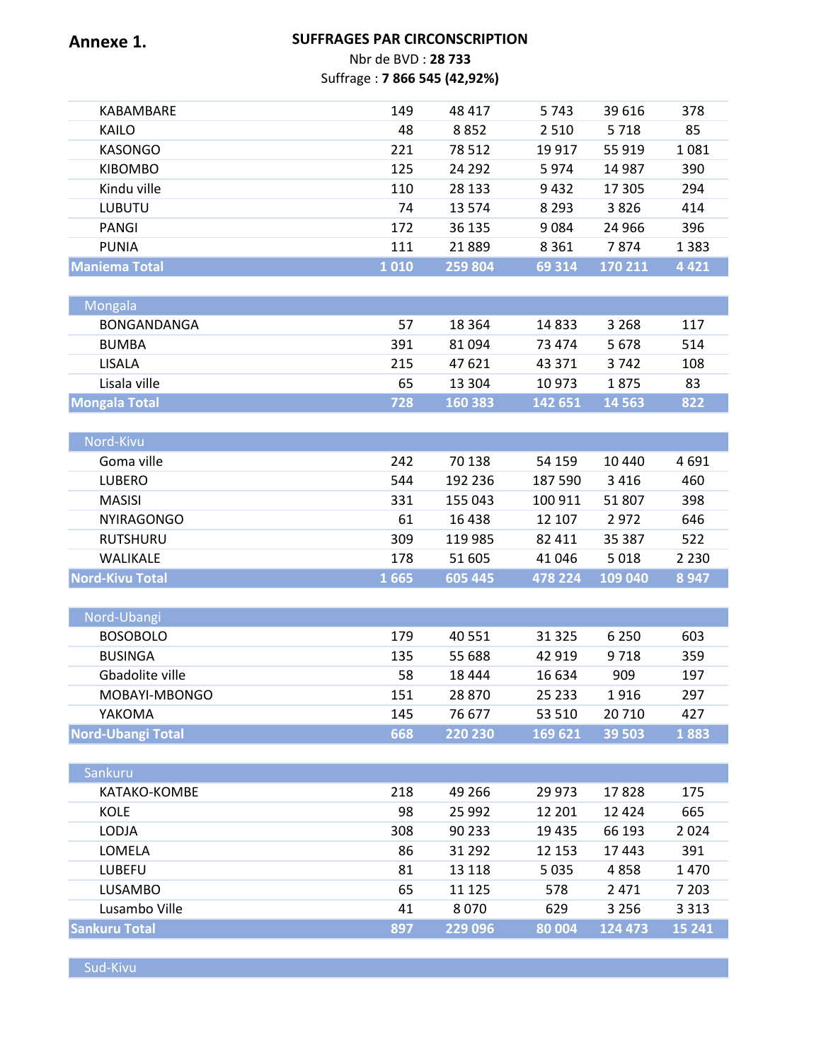**Annexe 1.**

**SUFFRAGES PAR CIRCONSCRIPTION**

Nbr de BVD : **28 733**

Suffrage : **7 866 545 (42,92%)**

| | | | | | |
|---|---|---|---|---|---|
| KABAMBARE | 149 | 48 417 | 5 743 | 39 616 | 378 |
| KAILO | 48 | 8 852 | 2 510 | 5 718 | 85 |
| KASONGO | 221 | 78 512 | 19 917 | 55 919 | 1 081 |
| KIBOMBO | 125 | 24 292 | 5 974 | 14 987 | 390 |
| Kindu ville | 110 | 28 133 | 9 432 | 17 305 | 294 |
| LUBUTU | 74 | 13 574 | 8 293 | 3 826 | 414 |
| PANGI | 172 | 36 135 | 9 084 | 24 966 | 396 |
| PUNIA | 111 | 21 889 | 8 361 | 7 874 | 1 383 |
| **Maniema Total** | **1 010** | **259 804** | **69 314** | **170 211** | **4 421** |
| Mongala | | | | | |
| BONGANDANGA | 57 | 18 364 | 14 833 | 3 268 | 117 |
| BUMBA | 391 | 81 094 | 73 474 | 5 678 | 514 |
| LISALA | 215 | 47 621 | 43 371 | 3 742 | 108 |
| Lisala ville | 65 | 13 304 | 10 973 | 1 875 | 83 |
| **Mongala Total** | **728** | **160 383** | **142 651** | **14 563** | **822** |
| Nord-Kivu | | | | | |
| Goma ville | 242 | 70 138 | 54 159 | 10 440 | 4 691 |
| LUBERO | 544 | 192 236 | 187 590 | 3 416 | 460 |
| MASISI | 331 | 155 043 | 100 911 | 51 807 | 398 |
| NYIRAGONGO | 61 | 16 438 | 12 107 | 2 972 | 646 |
| RUTSHURU | 309 | 119 985 | 82 411 | 35 387 | 522 |
| WALIKALE | 178 | 51 605 | 41 046 | 5 018 | 2 230 |
| **Nord-Kivu Total** | **1 665** | **605 445** | **478 224** | **109 040** | **8 947** |
| Nord-Ubangi | | | | | |
| BOSOBOLO | 179 | 40 551 | 31 325 | 6 250 | 603 |
| BUSINGA | 135 | 55 688 | 42 919 | 9 718 | 359 |
| Gbadolite ville | 58 | 18 444 | 16 634 | 909 | 197 |
| MOBAYI-MBONGO | 151 | 28 870 | 25 233 | 1 916 | 297 |
| YAKOMA | 145 | 76 677 | 53 510 | 20 710 | 427 |
| **Nord-Ubangi Total** | **668** | **220 230** | **169 621** | **39 503** | **1 883** |
| Sankuru | | | | | |
| KATAKO-KOMBE | 218 | 49 266 | 29 973 | 17 828 | 175 |
| KOLE | 98 | 25 992 | 12 201 | 12 424 | 665 |
| LODJA | 308 | 90 233 | 19 435 | 66 193 | 2 024 |
| LOMELA | 86 | 31 292 | 12 153 | 17 443 | 391 |
| LUBEFU | 81 | 13 118 | 5 035 | 4 858 | 1 470 |
| LUSAMBO | 65 | 11 125 | 578 | 2 471 | 7 203 |
| Lusambo Ville | 41 | 8 070 | 629 | 3 256 | 3 313 |
| **Sankuru Total** | **897** | **229 096** | **80 004** | **124 473** | **15 241** |
| Sud-Kivu | | | | | |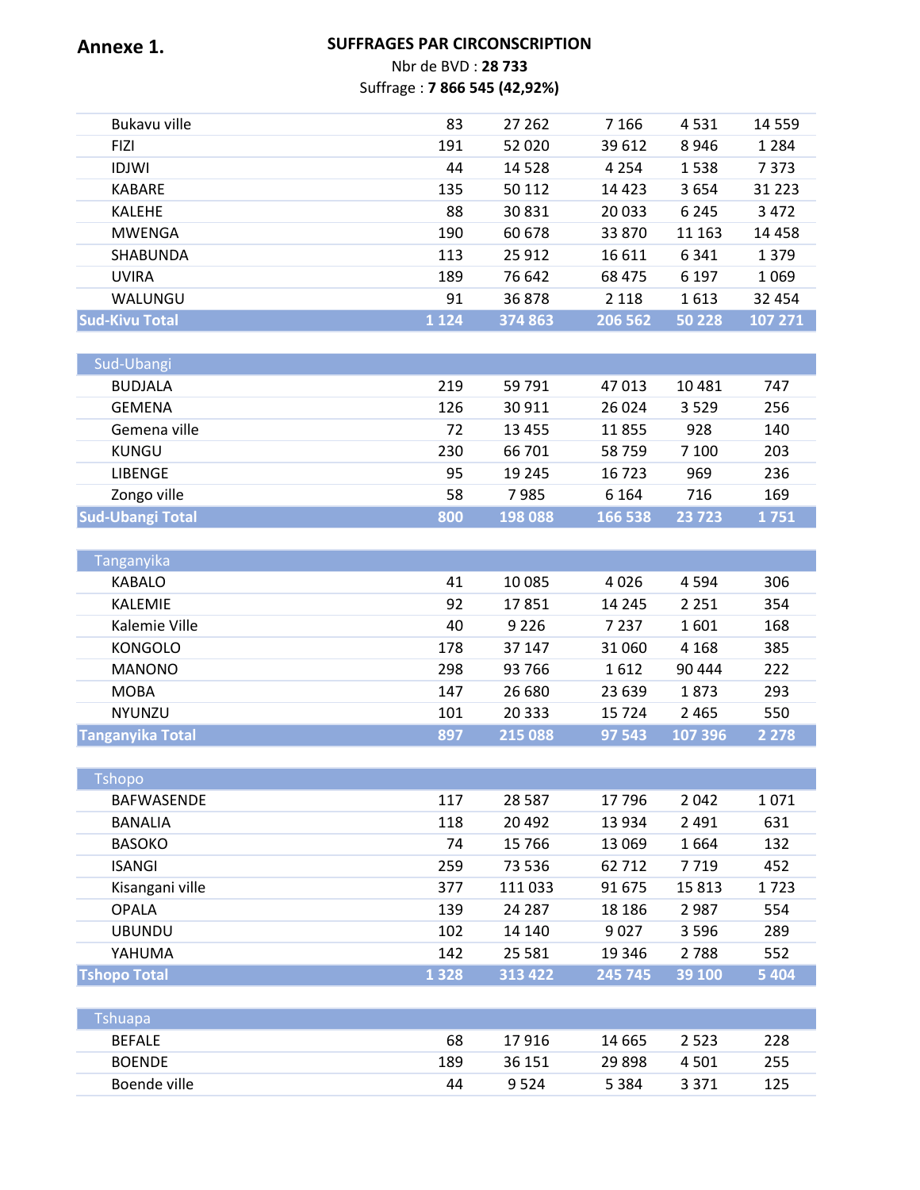**Annexe 1.**

**SUFFRAGES PAR CIRCONSCRIPTION**

Nbr de BVD : **28 733**

Suffrage : **7 866 545 (42,92%)**

| | | | | | |
|---|---|---|---|---|---|
| Bukavu ville | 83 | 27 262 | 7 166 | 4 531 | 14 559 |
| FIZI | 191 | 52 020 | 39 612 | 8 946 | 1 284 |
| IDJWI | 44 | 14 528 | 4 254 | 1 538 | 7 373 |
| KABARE | 135 | 50 112 | 14 423 | 3 654 | 31 223 |
| KALEHE | 88 | 30 831 | 20 033 | 6 245 | 3 472 |
| MWENGA | 190 | 60 678 | 33 870 | 11 163 | 14 458 |
| SHABUNDA | 113 | 25 912 | 16 611 | 6 341 | 1 379 |
| UVIRA | 189 | 76 642 | 68 475 | 6 197 | 1 069 |
| WALUNGU | 91 | 36 878 | 2 118 | 1 613 | 32 454 |
| **Sud-Kivu Total** | **1 124** | **374 863** | **206 562** | **50 228** | **107 271** |
| | | | | | |
| Sud-Ubangi | | | | | |
| BUDJALA | 219 | 59 791 | 47 013 | 10 481 | 747 |
| GEMENA | 126 | 30 911 | 26 024 | 3 529 | 256 |
| Gemena ville | 72 | 13 455 | 11 855 | 928 | 140 |
| KUNGU | 230 | 66 701 | 58 759 | 7 100 | 203 |
| LIBENGE | 95 | 19 245 | 16 723 | 969 | 236 |
| Zongo ville | 58 | 7 985 | 6 164 | 716 | 169 |
| **Sud-Ubangi Total** | **800** | **198 088** | **166 538** | **23 723** | **1 751** |
| | | | | | |
| Tanganyika | | | | | |
| KABALO | 41 | 10 085 | 4 026 | 4 594 | 306 |
| KALEMIE | 92 | 17 851 | 14 245 | 2 251 | 354 |
| Kalemie Ville | 40 | 9 226 | 7 237 | 1 601 | 168 |
| KONGOLO | 178 | 37 147 | 31 060 | 4 168 | 385 |
| MANONO | 298 | 93 766 | 1 612 | 90 444 | 222 |
| MOBA | 147 | 26 680 | 23 639 | 1 873 | 293 |
| NYUNZU | 101 | 20 333 | 15 724 | 2 465 | 550 |
| **Tanganyika Total** | **897** | **215 088** | **97 543** | **107 396** | **2 278** |
| | | | | | |
| Tshopo | | | | | |
| BAFWASENDE | 117 | 28 587 | 17 796 | 2 042 | 1 071 |
| BANALIA | 118 | 20 492 | 13 934 | 2 491 | 631 |
| BASOKO | 74 | 15 766 | 13 069 | 1 664 | 132 |
| ISANGI | 259 | 73 536 | 62 712 | 7 719 | 452 |
| Kisangani ville | 377 | 111 033 | 91 675 | 15 813 | 1 723 |
| OPALA | 139 | 24 287 | 18 186 | 2 987 | 554 |
| UBUNDU | 102 | 14 140 | 9 027 | 3 596 | 289 |
| YAHUMA | 142 | 25 581 | 19 346 | 2 788 | 552 |
| **Tshopo Total** | **1 328** | **313 422** | **245 745** | **39 100** | **5 404** |
| | | | | | |
| Tshuapa | | | | | |
| BEFALE | 68 | 17 916 | 14 665 | 2 523 | 228 |
| BOENDE | 189 | 36 151 | 29 898 | 4 501 | 255 |
| Boende ville | 44 | 9 524 | 5 384 | 3 371 | 125 |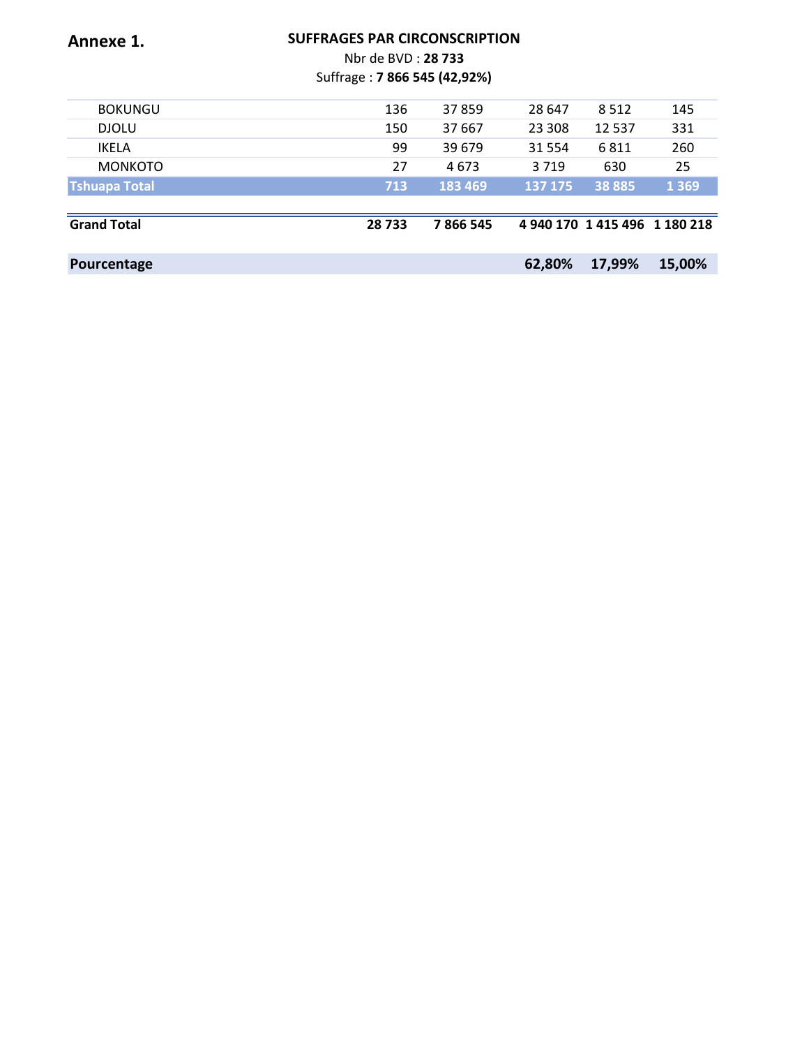**Annexe 1.**

**SUFFRAGES PAR CIRCONSCRIPTION**

Nbr de BVD : **28 733**

Suffrage : **7 866 545 (42,92%)**

| | | | | | | |
|---|---|---|---|---|---|---|
| BOKUNGU | 136 | 37 859 | 28 647 | 8 512 | 145 |
| DJOLU | 150 | 37 667 | 23 308 | 12 537 | 331 |
| IKELA | 99 | 39 679 | 31 554 | 6 811 | 260 |
| MONKOTO | 27 | 4 673 | 3 719 | 630 | 25 |
| **Tshuapa Total** | **713** | **183 469** | **137 175** | **38 885** | **1 369** |
| **Grand Total** | **28 733** | **7 866 545** | **4 940 170** | **1 415 496** | **1 180 218** |
| **Pourcentage** | | | **62,80%** | **17,99%** | **15,00%** |